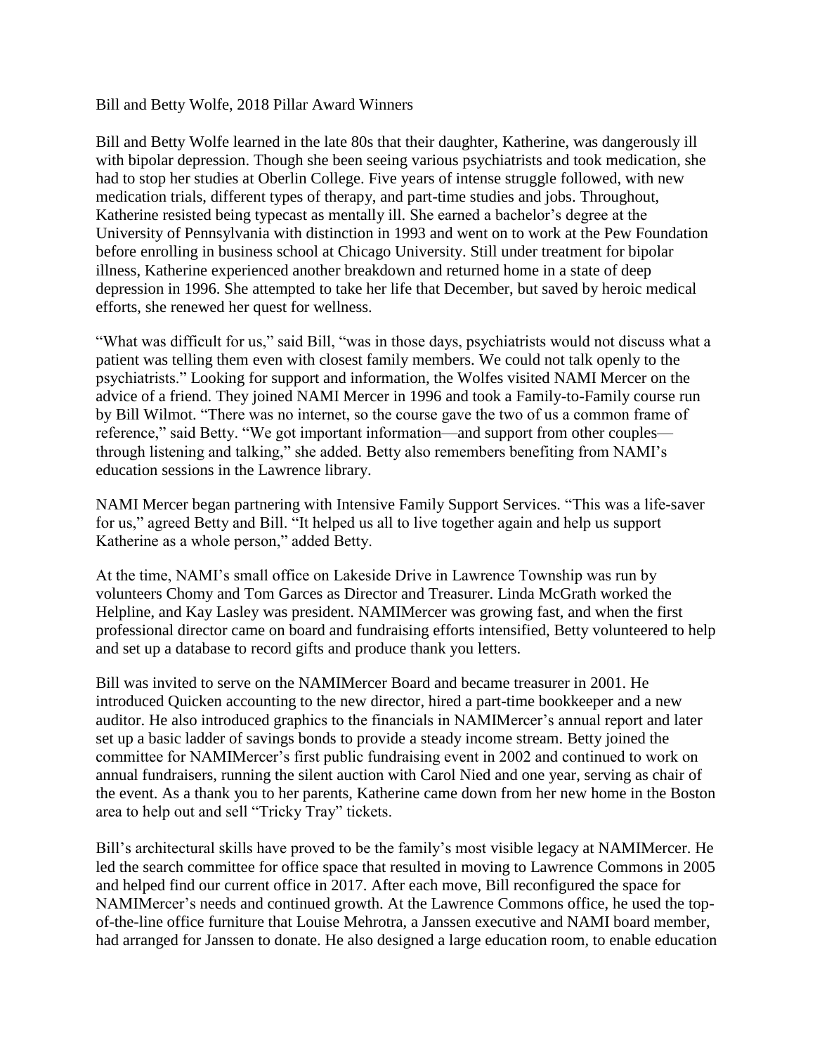Bill and Betty Wolfe, 2018 Pillar Award Winners

Bill and Betty Wolfe learned in the late 80s that their daughter, Katherine, was dangerously ill with bipolar depression. Though she been seeing various psychiatrists and took medication, she had to stop her studies at Oberlin College. Five years of intense struggle followed, with new medication trials, different types of therapy, and part-time studies and jobs. Throughout, Katherine resisted being typecast as mentally ill. She earned a bachelor's degree at the University of Pennsylvania with distinction in 1993 and went on to work at the Pew Foundation before enrolling in business school at Chicago University. Still under treatment for bipolar illness, Katherine experienced another breakdown and returned home in a state of deep depression in 1996. She attempted to take her life that December, but saved by heroic medical efforts, she renewed her quest for wellness.

"What was difficult for us," said Bill, "was in those days, psychiatrists would not discuss what a patient was telling them even with closest family members. We could not talk openly to the psychiatrists." Looking for support and information, the Wolfes visited NAMI Mercer on the advice of a friend. They joined NAMI Mercer in 1996 and took a Family-to-Family course run by Bill Wilmot. "There was no internet, so the course gave the two of us a common frame of reference," said Betty. "We got important information—and support from other couples—through listening and talking," she added. Betty also remembers benefiting from NAMI's education sessions in the Lawrence library.

NAMI Mercer began partnering with Intensive Family Support Services. "This was a life-saver for us," agreed Betty and Bill. "It helped us all to live together again and help us support Katherine as a whole person," added Betty.

At the time, NAMI's small office on Lakeside Drive in Lawrence Township was run by volunteers Chomy and Tom Garces as Director and Treasurer. Linda McGrath worked the Helpline, and Kay Lasley was president. NAMIMercer was growing fast, and when the first professional director came on board and fundraising efforts intensified, Betty volunteered to help and set up a database to record gifts and produce thank you letters.

Bill was invited to serve on the NAMIMercer Board and became treasurer in 2001. He introduced Quicken accounting to the new director, hired a part-time bookkeeper and a new auditor. He also introduced graphics to the financials in NAMIMercer's annual report and later set up a basic ladder of savings bonds to provide a steady income stream. Betty joined the committee for NAMIMercer's first public fundraising event in 2002 and continued to work on annual fundraisers, running the silent auction with Carol Nied and one year, serving as chair of the event. As a thank you to her parents, Katherine came down from her new home in the Boston area to help out and sell "Tricky Tray" tickets.

Bill's architectural skills have proved to be the family's most visible legacy at NAMIMercer. He led the search committee for office space that resulted in moving to Lawrence Commons in 2005 and helped find our current office in 2017. After each move, Bill reconfigured the space for NAMIMercer's needs and continued growth. At the Lawrence Commons office, he used the top-of-the-line office furniture that Louise Mehrotra, a Janssen executive and NAMI board member, had arranged for Janssen to donate. He also designed a large education room, to enable education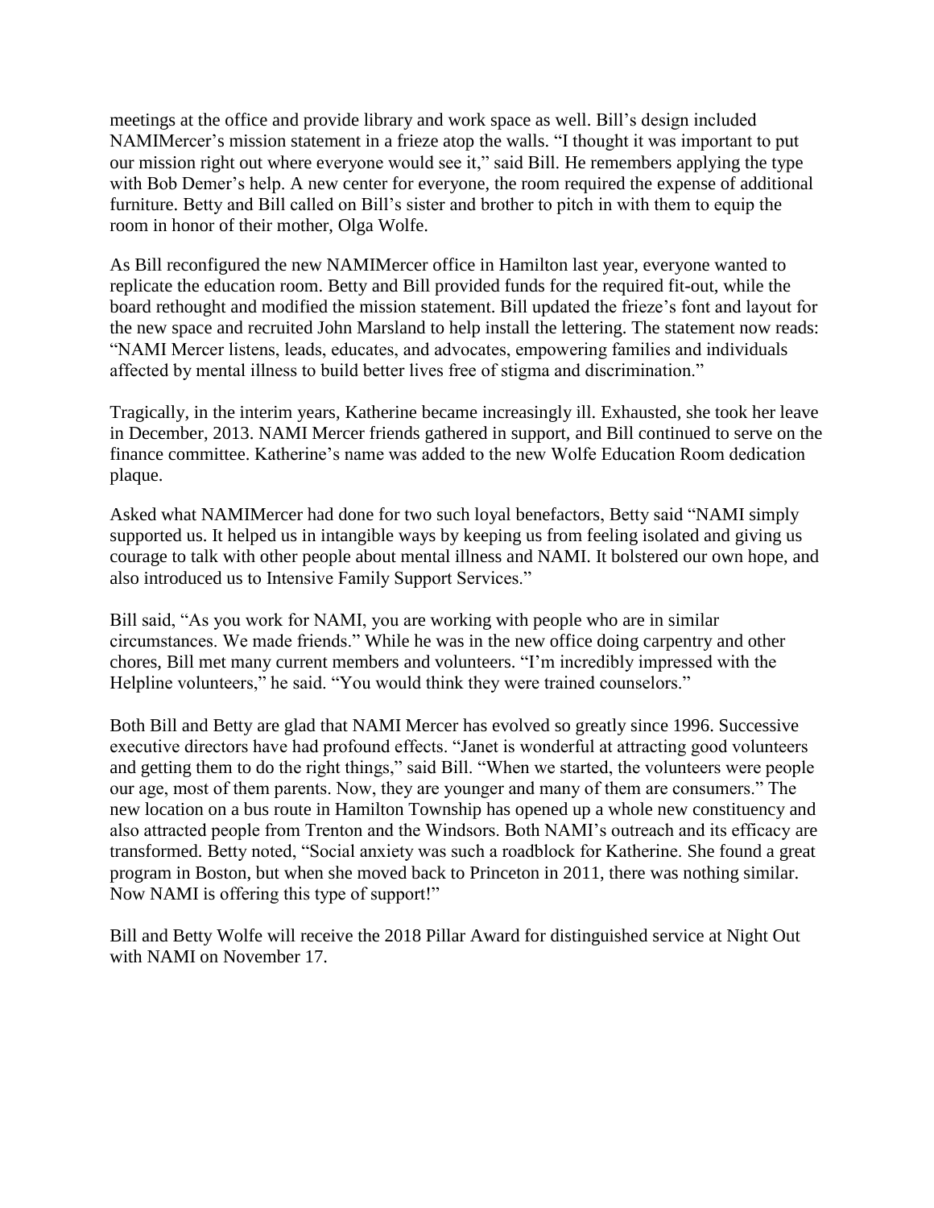meetings at the office and provide library and work space as well. Bill's design included NAMIMercer's mission statement in a frieze atop the walls. "I thought it was important to put our mission right out where everyone would see it," said Bill. He remembers applying the type with Bob Demer's help. A new center for everyone, the room required the expense of additional furniture. Betty and Bill called on Bill's sister and brother to pitch in with them to equip the room in honor of their mother, Olga Wolfe.

As Bill reconfigured the new NAMIMercer office in Hamilton last year, everyone wanted to replicate the education room. Betty and Bill provided funds for the required fit-out, while the board rethought and modified the mission statement. Bill updated the frieze's font and layout for the new space and recruited John Marsland to help install the lettering. The statement now reads: "NAMI Mercer listens, leads, educates, and advocates, empowering families and individuals affected by mental illness to build better lives free of stigma and discrimination."

Tragically, in the interim years, Katherine became increasingly ill. Exhausted, she took her leave in December, 2013. NAMI Mercer friends gathered in support, and Bill continued to serve on the finance committee. Katherine's name was added to the new Wolfe Education Room dedication plaque.

Asked what NAMIMercer had done for two such loyal benefactors, Betty said "NAMI simply supported us. It helped us in intangible ways by keeping us from feeling isolated and giving us courage to talk with other people about mental illness and NAMI. It bolstered our own hope, and also introduced us to Intensive Family Support Services."

Bill said, "As you work for NAMI, you are working with people who are in similar circumstances. We made friends." While he was in the new office doing carpentry and other chores, Bill met many current members and volunteers. "I'm incredibly impressed with the Helpline volunteers," he said. "You would think they were trained counselors."

Both Bill and Betty are glad that NAMI Mercer has evolved so greatly since 1996. Successive executive directors have had profound effects. "Janet is wonderful at attracting good volunteers and getting them to do the right things," said Bill. "When we started, the volunteers were people our age, most of them parents. Now, they are younger and many of them are consumers." The new location on a bus route in Hamilton Township has opened up a whole new constituency and also attracted people from Trenton and the Windsors. Both NAMI's outreach and its efficacy are transformed. Betty noted, "Social anxiety was such a roadblock for Katherine. She found a great program in Boston, but when she moved back to Princeton in 2011, there was nothing similar. Now NAMI is offering this type of support!"

Bill and Betty Wolfe will receive the 2018 Pillar Award for distinguished service at Night Out with NAMI on November 17.